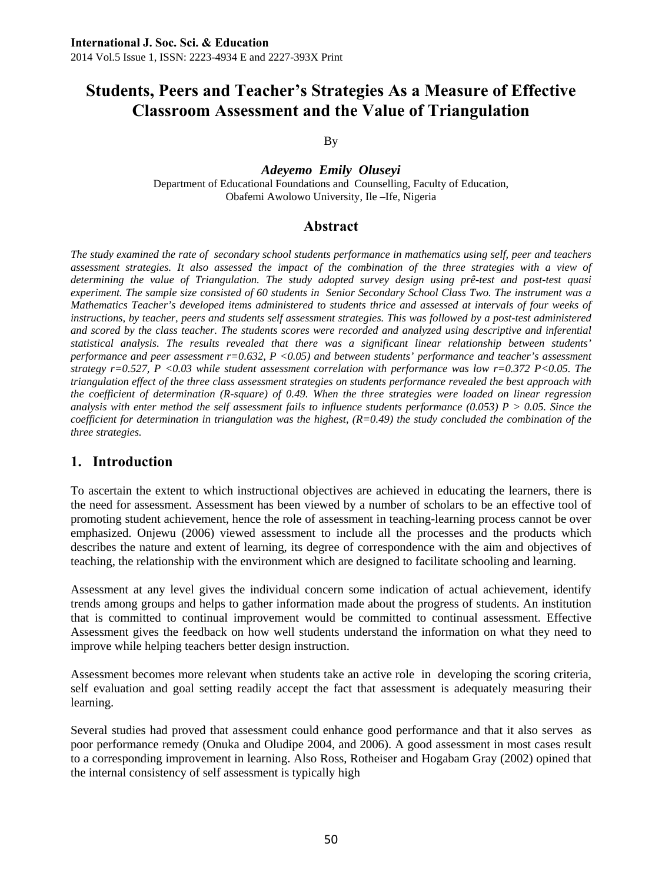# Students, Peers and Teacher's Strategies As a Measure of Effective Classroom Assessment and the Value of Triangulation

By

***Adeyemo Emily Oluseyi***

Department of Educational Foundations and Counselling, Faculty of Education,
Obafemi Awolowo University, Ile –Ife, Nigeria

## Abstract

*The study examined the rate of secondary school students performance in mathematics using self, peer and teachers assessment strategies. It also assessed the impact of the combination of the three strategies with a view of determining the value of Triangulation. The study adopted survey design using prê-test and post-test quasi experiment. The sample size consisted of 60 students in Senior Secondary School Class Two. The instrument was a Mathematics Teacher's developed items administered to students thrice and assessed at intervals of four weeks of instructions, by teacher, peers and students self assessment strategies. This was followed by a post-test administered and scored by the class teacher. The students scores were recorded and analyzed using descriptive and inferential statistical analysis. The results revealed that there was a significant linear relationship between students' performance and peer assessment r=0.632, P <0.05) and between students' performance and teacher's assessment strategy r=0.527, P <0.03 while student assessment correlation with performance was low r=0.372 P<0.05. The triangulation effect of the three class assessment strategies on students performance revealed the best approach with the coefficient of determination (R-square) of 0.49. When the three strategies were loaded on linear regression analysis with enter method the self assessment fails to influence students performance (0.053) P > 0.05. Since the coefficient for determination in triangulation was the highest, (R=0.49) the study concluded the combination of the three strategies.*

## 1. Introduction

To ascertain the extent to which instructional objectives are achieved in educating the learners, there is the need for assessment. Assessment has been viewed by a number of scholars to be an effective tool of promoting student achievement, hence the role of assessment in teaching-learning process cannot be over emphasized. Onjewu (2006) viewed assessment to include all the processes and the products which describes the nature and extent of learning, its degree of correspondence with the aim and objectives of teaching, the relationship with the environment which are designed to facilitate schooling and learning.

Assessment at any level gives the individual concern some indication of actual achievement, identify trends among groups and helps to gather information made about the progress of students. An institution that is committed to continual improvement would be committed to continual assessment. Effective Assessment gives the feedback on how well students understand the information on what they need to improve while helping teachers better design instruction.

Assessment becomes more relevant when students take an active role in developing the scoring criteria, self evaluation and goal setting readily accept the fact that assessment is adequately measuring their learning.

Several studies had proved that assessment could enhance good performance and that it also serves as poor performance remedy (Onuka and Oludipe 2004, and 2006). A good assessment in most cases result to a corresponding improvement in learning. Also Ross, Rotheiser and Hogabam Gray (2002) opined that the internal consistency of self assessment is typically high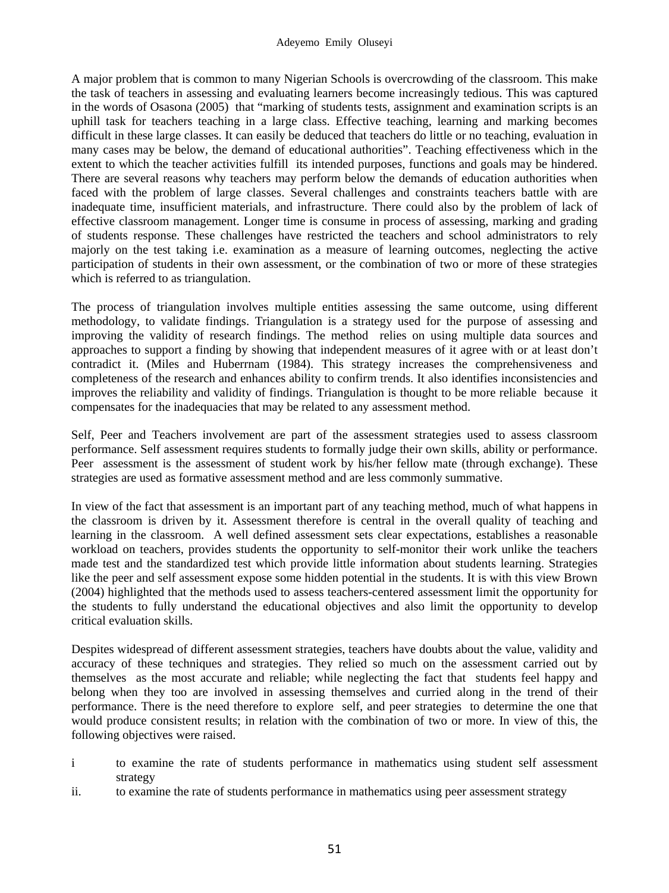A major problem that is common to many Nigerian Schools is overcrowding of the classroom. This make the task of teachers in assessing and evaluating learners become increasingly tedious. This was captured in the words of Osasona (2005) that "marking of students tests, assignment and examination scripts is an uphill task for teachers teaching in a large class. Effective teaching, learning and marking becomes difficult in these large classes. It can easily be deduced that teachers do little or no teaching, evaluation in many cases may be below, the demand of educational authorities". Teaching effectiveness which in the extent to which the teacher activities fulfill its intended purposes, functions and goals may be hindered. There are several reasons why teachers may perform below the demands of education authorities when faced with the problem of large classes. Several challenges and constraints teachers battle with are inadequate time, insufficient materials, and infrastructure. There could also by the problem of lack of effective classroom management. Longer time is consume in process of assessing, marking and grading of students response. These challenges have restricted the teachers and school administrators to rely majorly on the test taking i.e. examination as a measure of learning outcomes, neglecting the active participation of students in their own assessment, or the combination of two or more of these strategies which is referred to as triangulation.

The process of triangulation involves multiple entities assessing the same outcome, using different methodology, to validate findings. Triangulation is a strategy used for the purpose of assessing and improving the validity of research findings. The method relies on using multiple data sources and approaches to support a finding by showing that independent measures of it agree with or at least don't contradict it. (Miles and Huberrnam (1984). This strategy increases the comprehensiveness and completeness of the research and enhances ability to confirm trends. It also identifies inconsistencies and improves the reliability and validity of findings. Triangulation is thought to be more reliable because it compensates for the inadequacies that may be related to any assessment method.

Self, Peer and Teachers involvement are part of the assessment strategies used to assess classroom performance. Self assessment requires students to formally judge their own skills, ability or performance. Peer assessment is the assessment of student work by his/her fellow mate (through exchange). These strategies are used as formative assessment method and are less commonly summative.

In view of the fact that assessment is an important part of any teaching method, much of what happens in the classroom is driven by it. Assessment therefore is central in the overall quality of teaching and learning in the classroom. A well defined assessment sets clear expectations, establishes a reasonable workload on teachers, provides students the opportunity to self-monitor their work unlike the teachers made test and the standardized test which provide little information about students learning. Strategies like the peer and self assessment expose some hidden potential in the students. It is with this view Brown (2004) highlighted that the methods used to assess teachers-centered assessment limit the opportunity for the students to fully understand the educational objectives and also limit the opportunity to develop critical evaluation skills.

Despites widespread of different assessment strategies, teachers have doubts about the value, validity and accuracy of these techniques and strategies. They relied so much on the assessment carried out by themselves as the most accurate and reliable; while neglecting the fact that students feel happy and belong when they too are involved in assessing themselves and curried along in the trend of their performance. There is the need therefore to explore self, and peer strategies to determine the one that would produce consistent results; in relation with the combination of two or more. In view of this, the following objectives were raised.

i to examine the rate of students performance in mathematics using student self assessment strategy

ii. to examine the rate of students performance in mathematics using peer assessment strategy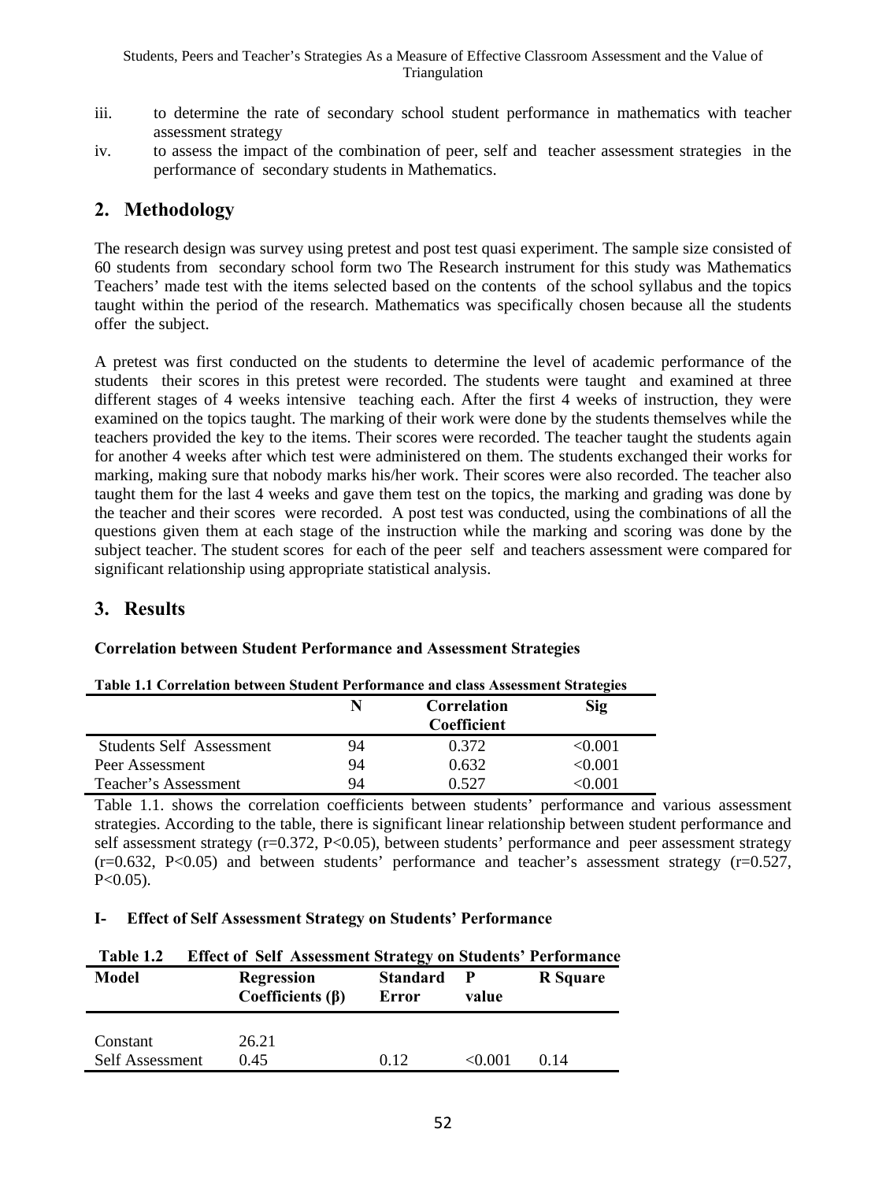iii. to determine the rate of secondary school student performance in mathematics with teacher assessment strategy
iv. to assess the impact of the combination of peer, self and teacher assessment strategies in the performance of secondary students in Mathematics.

## 2. Methodology

The research design was survey using pretest and post test quasi experiment. The sample size consisted of 60 students from secondary school form two The Research instrument for this study was Mathematics Teachers' made test with the items selected based on the contents of the school syllabus and the topics taught within the period of the research. Mathematics was specifically chosen because all the students offer the subject.

A pretest was first conducted on the students to determine the level of academic performance of the students their scores in this pretest were recorded. The students were taught and examined at three different stages of 4 weeks intensive teaching each. After the first 4 weeks of instruction, they were examined on the topics taught. The marking of their work were done by the students themselves while the teachers provided the key to the items. Their scores were recorded. The teacher taught the students again for another 4 weeks after which test were administered on them. The students exchanged their works for marking, making sure that nobody marks his/her work. Their scores were also recorded. The teacher also taught them for the last 4 weeks and gave them test on the topics, the marking and grading was done by the teacher and their scores were recorded. A post test was conducted, using the combinations of all the questions given them at each stage of the instruction while the marking and scoring was done by the subject teacher. The student scores for each of the peer self and teachers assessment were compared for significant relationship using appropriate statistical analysis.

## 3. Results

**Correlation between Student Performance and Assessment Strategies**

**Table 1.1 Correlation between Student Performance and class Assessment Strategies**

| | N | Correlation Coefficient | Sig |
|---|---|---|---|
| Students Self Assessment | 94 | 0.372 | <0.001 |
| Peer Assessment | 94 | 0.632 | <0.001 |
| Teacher's Assessment | 94 | 0.527 | <0.001 |

Table 1.1. shows the correlation coefficients between students' performance and various assessment strategies. According to the table, there is significant linear relationship between student performance and self assessment strategy ($r=0.372$, $P<0.05$), between students' performance and peer assessment strategy ($r=0.632$, $P<0.05$) and between students' performance and teacher's assessment strategy ($r=0.527$, $P<0.05$).

### I- Effect of Self Assessment Strategy on Students' Performance

**Table 1.2 Effect of Self Assessment Strategy on Students' Performance**

| Model | Regression Coefficients (β) | Standard Error | P value | R Square |
|---|---|---|---|---|
| Constant | 26.21 | | | |
| Self Assessment | 0.45 | 0.12 | <0.001 | 0.14 |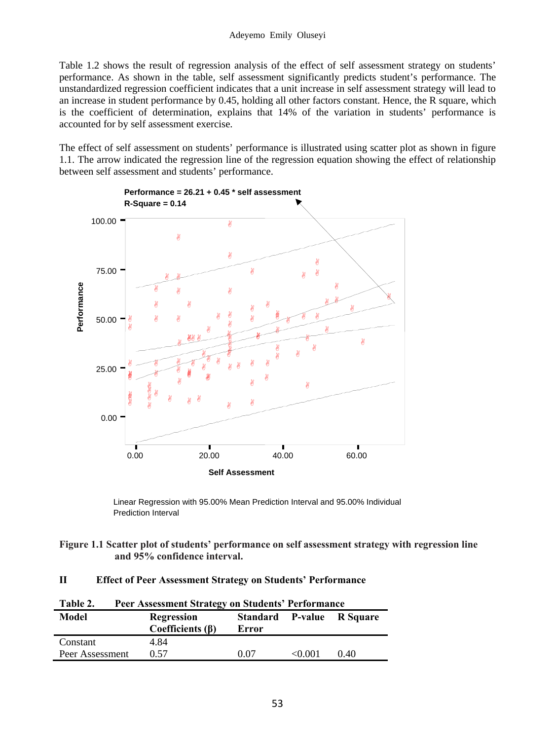Table 1.2 shows the result of regression analysis of the effect of self assessment strategy on students' performance. As shown in the table, self assessment significantly predicts student's performance. The unstandardized regression coefficient indicates that a unit increase in self assessment strategy will lead to an increase in student performance by 0.45, holding all other factors constant. Hence, the R square, which is the coefficient of determination, explains that 14% of the variation in students' performance is accounted for by self assessment exercise.

The effect of self assessment on students' performance is illustrated using scatter plot as shown in figure 1.1. The arrow indicated the regression line of the regression equation showing the effect of relationship between self assessment and students' performance.

Performance = 26.21 + 0.45 * self assessment
R-Square = 0.14

Linear Regression with 95.00% Mean Prediction Interval and 95.00% Individual Prediction Interval

**Figure 1.1 Scatter plot of students' performance on self assessment strategy with regression line and 95% confidence interval.**

## II Effect of Peer Assessment Strategy on Students' Performance

**Table 2. Peer Assessment Strategy on Students' Performance**

| Model | Regression Coefficients (β) | Standard Error | P-value | R Square |
|---|---|---|---|---|
| Constant | 4.84 | | | |
| Peer Assessment | 0.57 | 0.07 | <0.001 | 0.40 |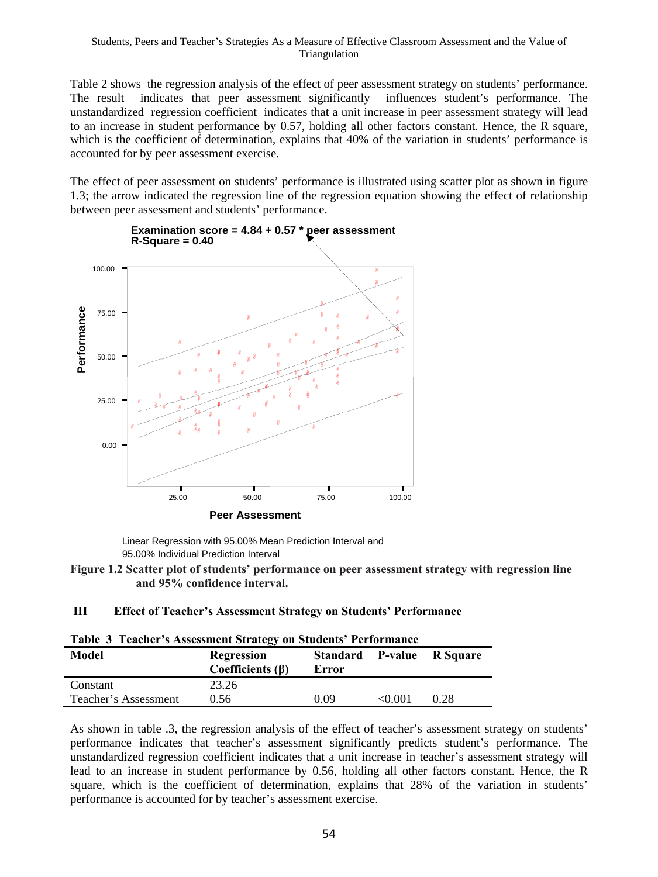Table 2 shows the regression analysis of the effect of peer assessment strategy on students' performance. The result indicates that peer assessment significantly influences student's performance. The unstandardized regression coefficient indicates that a unit increase in peer assessment strategy will lead to an increase in student performance by 0.57, holding all other factors constant. Hence, the R square, which is the coefficient of determination, explains that 40% of the variation in students' performance is accounted for by peer assessment exercise.

The effect of peer assessment on students' performance is illustrated using scatter plot as shown in figure 1.3; the arrow indicated the regression line of the regression equation showing the effect of relationship between peer assessment and students' performance.

**Examination score = 4.84 + 0.57 * peer assessment**
**R-Square = 0.40**

Linear Regression with 95.00% Mean Prediction Interval and 95.00% Individual Prediction Interval

**Figure 1.2 Scatter plot of students' performance on peer assessment strategy with regression line and 95% confidence interval.**

## III Effect of Teacher's Assessment Strategy on Students' Performance

**Table 3 Teacher's Assessment Strategy on Students' Performance**

| Model | Regression Coefficients (β) | Standard Error | P-value | R Square |
|---|---|---|---|---|
| Constant | 23.26 | | | |
| Teacher's Assessment | 0.56 | 0.09 | <0.001 | 0.28 |

As shown in table .3, the regression analysis of the effect of teacher's assessment strategy on students' performance indicates that teacher's assessment significantly predicts student's performance. The unstandardized regression coefficient indicates that a unit increase in teacher's assessment strategy will lead to an increase in student performance by 0.56, holding all other factors constant. Hence, the R square, which is the coefficient of determination, explains that 28% of the variation in students' performance is accounted for by teacher's assessment exercise.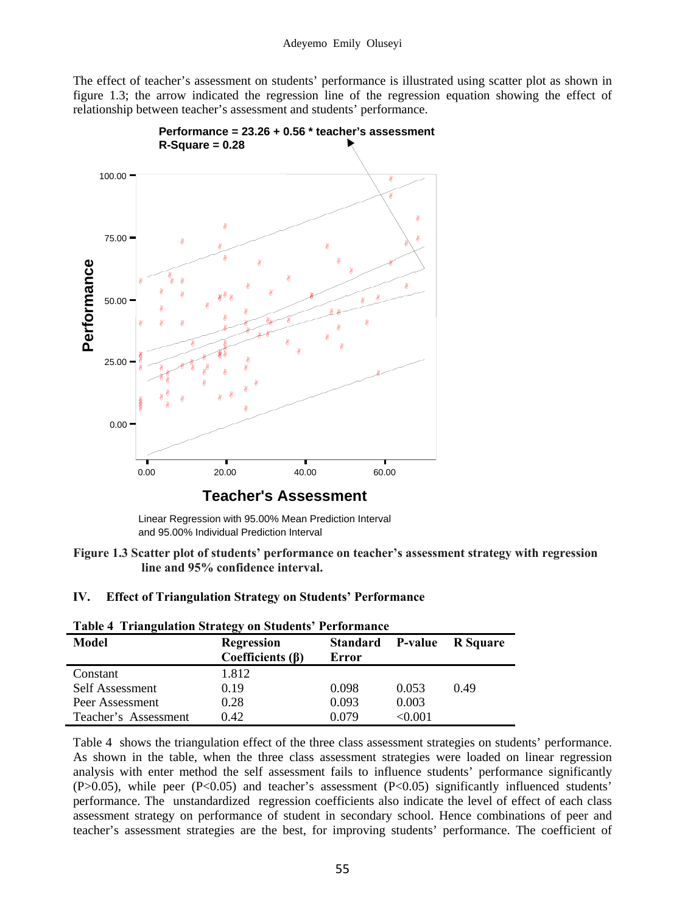The effect of teacher's assessment on students' performance is illustrated using scatter plot as shown in figure 1.3; the arrow indicated the regression line of the regression equation showing the effect of relationship between teacher's assessment and students' performance.

**Performance = 23.26 + 0.56 * teacher's assessment**
**R-Square = 0.28**

Linear Regression with 95.00% Mean Prediction Interval and 95.00% Individual Prediction Interval

**Figure 1.3 Scatter plot of students' performance on teacher's assessment strategy with regression line and 95% confidence interval.**

## IV. Effect of Triangulation Strategy on Students' Performance

**Table 4 Triangulation Strategy on Students' Performance**

| Model | Regression Coefficients (β) | Standard Error | P-value | R Square |
|---|---|---|---|---|
| Constant | 1.812 | | | |
| Self Assessment | 0.19 | 0.098 | 0.053 | 0.49 |
| Peer Assessment | 0.28 | 0.093 | 0.003 | |
| Teacher's Assessment | 0.42 | 0.079 | <0.001 | |

Table 4 shows the triangulation effect of the three class assessment strategies on students' performance. As shown in the table, when the three class assessment strategies were loaded on linear regression analysis with enter method the self assessment fails to influence students' performance significantly ($P>0.05$), while peer ($P<0.05$) and teacher's assessment ($P<0.05$) significantly influenced students' performance. The unstandardized regression coefficients also indicate the level of effect of each class assessment strategy on performance of student in secondary school. Hence combinations of peer and teacher's assessment strategies are the best, for improving students' performance. The coefficient of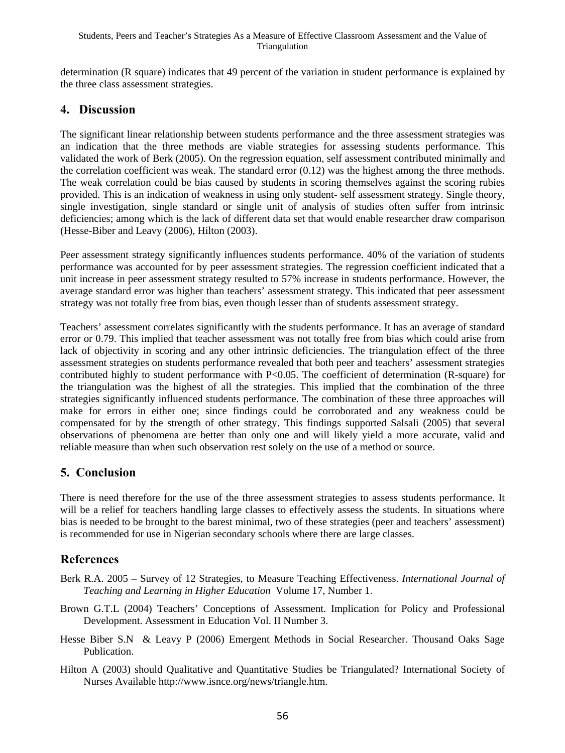determination (R square) indicates that 49 percent of the variation in student performance is explained by the three class assessment strategies.

## 4. Discussion

The significant linear relationship between students performance and the three assessment strategies was an indication that the three methods are viable strategies for assessing students performance. This validated the work of Berk (2005). On the regression equation, self assessment contributed minimally and the correlation coefficient was weak. The standard error (0.12) was the highest among the three methods. The weak correlation could be bias caused by students in scoring themselves against the scoring rubies provided. This is an indication of weakness in using only student- self assessment strategy. Single theory, single investigation, single standard or single unit of analysis of studies often suffer from intrinsic deficiencies; among which is the lack of different data set that would enable researcher draw comparison (Hesse-Biber and Leavy (2006), Hilton (2003).

Peer assessment strategy significantly influences students performance. 40% of the variation of students performance was accounted for by peer assessment strategies. The regression coefficient indicated that a unit increase in peer assessment strategy resulted to 57% increase in students performance. However, the average standard error was higher than teachers' assessment strategy. This indicated that peer assessment strategy was not totally free from bias, even though lesser than of students assessment strategy.

Teachers' assessment correlates significantly with the students performance. It has an average of standard error or 0.79. This implied that teacher assessment was not totally free from bias which could arise from lack of objectivity in scoring and any other intrinsic deficiencies. The triangulation effect of the three assessment strategies on students performance revealed that both peer and teachers' assessment strategies contributed highly to student performance with $P<0.05$. The coefficient of determination (R-square) for the triangulation was the highest of all the strategies. This implied that the combination of the three strategies significantly influenced students performance. The combination of these three approaches will make for errors in either one; since findings could be corroborated and any weakness could be compensated for by the strength of other strategy. This findings supported Salsali (2005) that several observations of phenomena are better than only one and will likely yield a more accurate, valid and reliable measure than when such observation rest solely on the use of a method or source.

## 5. Conclusion

There is need therefore for the use of the three assessment strategies to assess students performance. It will be a relief for teachers handling large classes to effectively assess the students. In situations where bias is needed to be brought to the barest minimal, two of these strategies (peer and teachers' assessment) is recommended for use in Nigerian secondary schools where there are large classes.

## References

Berk R.A. 2005 – Survey of 12 Strategies, to Measure Teaching Effectiveness. *International Journal of Teaching and Learning in Higher Education* Volume 17, Number 1.

Brown G.T.L (2004) Teachers' Conceptions of Assessment. Implication for Policy and Professional Development. Assessment in Education Vol. II Number 3.

Hesse Biber S.N & Leavy P (2006) Emergent Methods in Social Researcher. Thousand Oaks Sage Publication.

Hilton A (2003) should Qualitative and Quantitative Studies be Triangulated? International Society of Nurses Available http://www.isnce.org/news/triangle.htm.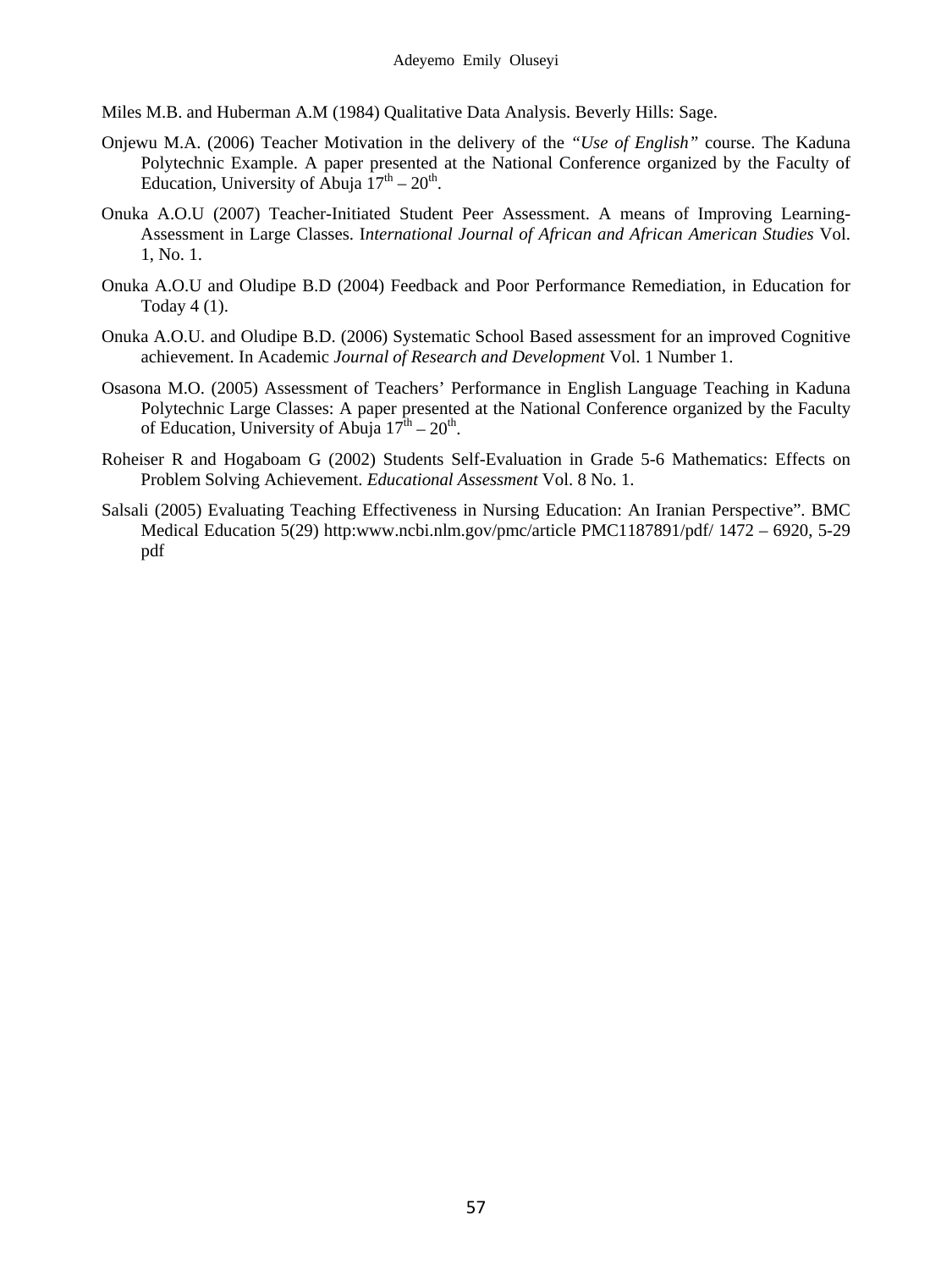Miles M.B. and Huberman A.M (1984) Qualitative Data Analysis. Beverly Hills: Sage.

Onjewu M.A. (2006) Teacher Motivation in the delivery of the *"Use of English"* course. The Kaduna Polytechnic Example. A paper presented at the National Conference organized by the Faculty of Education, University of Abuja 17th – 20th.

Onuka A.O.U (2007) Teacher-Initiated Student Peer Assessment. A means of Improving Learning-Assessment in Large Classes. I*nternational Journal of African and African American Studies* Vol. 1, No. 1.

Onuka A.O.U and Oludipe B.D (2004) Feedback and Poor Performance Remediation, in Education for Today 4 (1).

Onuka A.O.U. and Oludipe B.D. (2006) Systematic School Based assessment for an improved Cognitive achievement. In Academic *Journal of Research and Development* Vol. 1 Number 1.

Osasona M.O. (2005) Assessment of Teachers' Performance in English Language Teaching in Kaduna Polytechnic Large Classes: A paper presented at the National Conference organized by the Faculty of Education, University of Abuja 17th – 20th.

Roheiser R and Hogaboam G (2002) Students Self-Evaluation in Grade 5-6 Mathematics: Effects on Problem Solving Achievement. *Educational Assessment* Vol. 8 No. 1.

Salsali (2005) Evaluating Teaching Effectiveness in Nursing Education: An Iranian Perspective". BMC Medical Education 5(29) http:www.ncbi.nlm.gov/pmc/article PMC1187891/pdf/ 1472 – 6920, 5-29 pdf